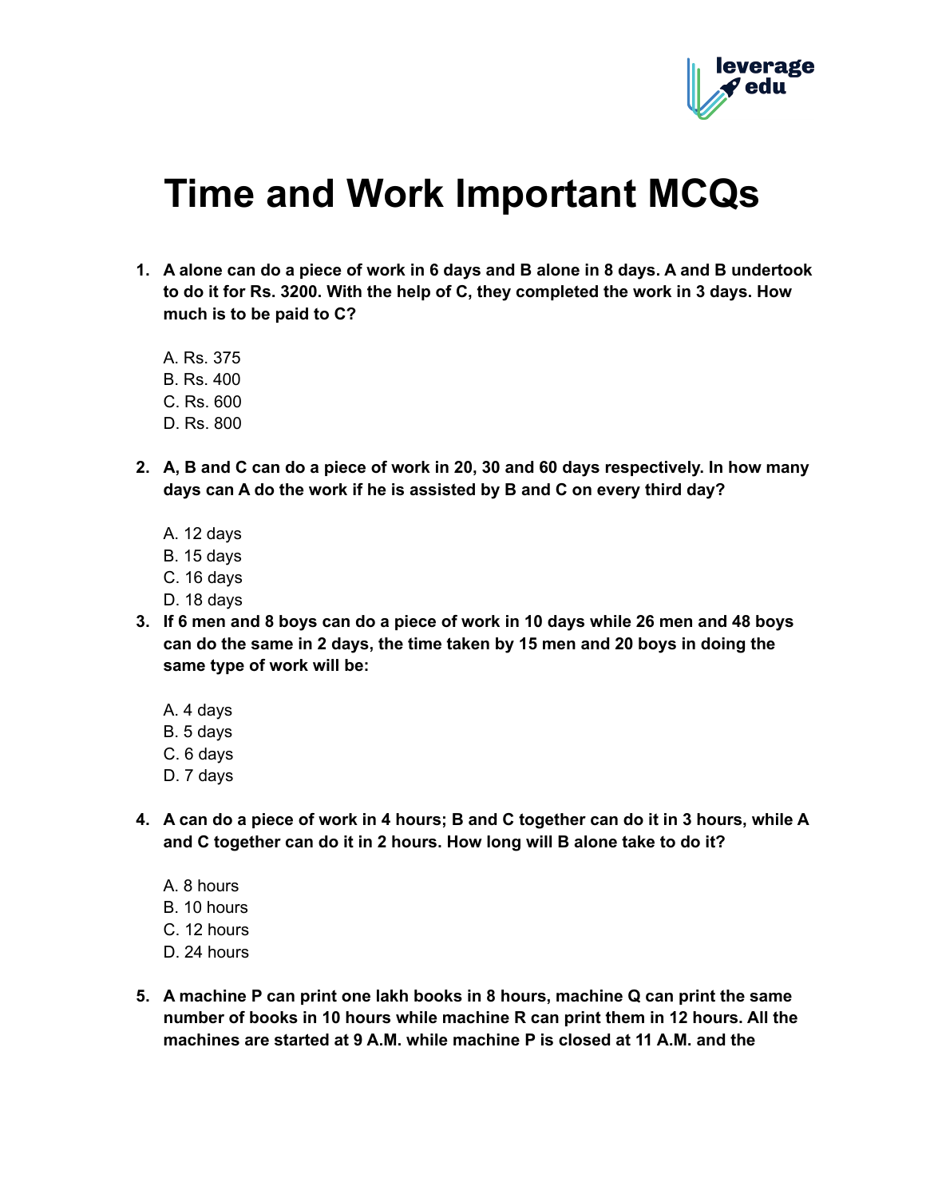# Time and Work Important MCQs

1. **A alone can do a piece of work in 6 days and B alone in 8 days. A and B undertook to do it for Rs. 3200. With the help of C, they completed the work in 3 days. How much is to be paid to C?**

   A. Rs. 375
   B. Rs. 400
   C. Rs. 600
   D. Rs. 800

2. **A, B and C can do a piece of work in 20, 30 and 60 days respectively. In how many days can A do the work if he is assisted by B and C on every third day?**

   A. 12 days
   B. 15 days
   C. 16 days
   D. 18 days

3. **If 6 men and 8 boys can do a piece of work in 10 days while 26 men and 48 boys can do the same in 2 days, the time taken by 15 men and 20 boys in doing the same type of work will be:**

   A. 4 days
   B. 5 days
   C. 6 days
   D. 7 days

4. **A can do a piece of work in 4 hours; B and C together can do it in 3 hours, while A and C together can do it in 2 hours. How long will B alone take to do it?**

   A. 8 hours
   B. 10 hours
   C. 12 hours
   D. 24 hours

5. **A machine P can print one lakh books in 8 hours, machine Q can print the same number of books in 10 hours while machine R can print them in 12 hours. All the machines are started at 9 A.M. while machine P is closed at 11 A.M. and the**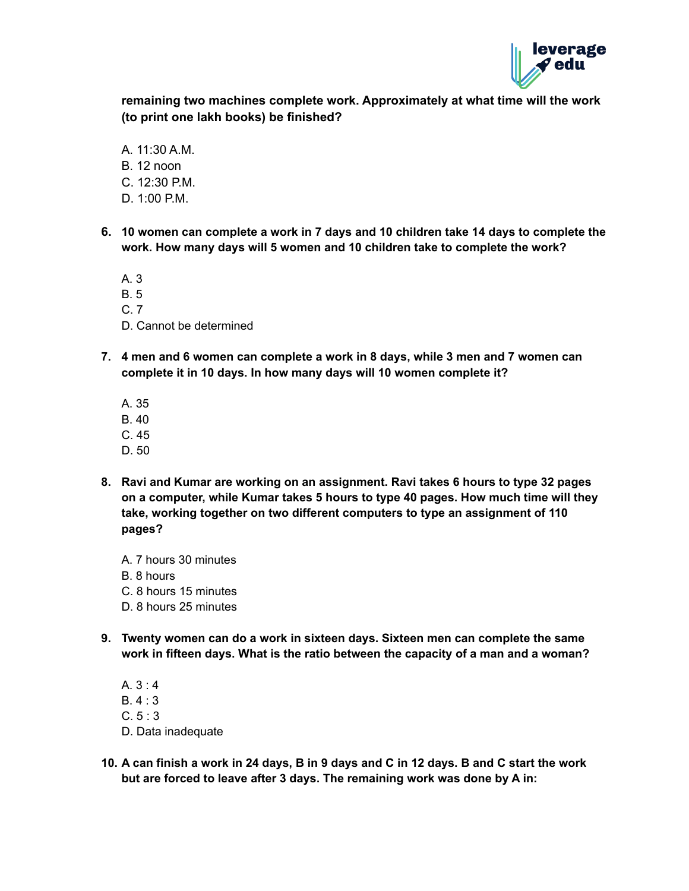**remaining two machines complete work. Approximately at what time will the work (to print one lakh books) be finished?**

A. 11:30 A.M.
B. 12 noon
C. 12:30 P.M.
D. 1:00 P.M.

6. **10 women can complete a work in 7 days and 10 children take 14 days to complete the work. How many days will 5 women and 10 children take to complete the work?**

    A. 3
    B. 5
    C. 7
    D. Cannot be determined

7. **4 men and 6 women can complete a work in 8 days, while 3 men and 7 women can complete it in 10 days. In how many days will 10 women complete it?**

    A. 35
    B. 40
    C. 45
    D. 50

8. **Ravi and Kumar are working on an assignment. Ravi takes 6 hours to type 32 pages on a computer, while Kumar takes 5 hours to type 40 pages. How much time will they take, working together on two different computers to type an assignment of 110 pages?**

    A. 7 hours 30 minutes
    B. 8 hours
    C. 8 hours 15 minutes
    D. 8 hours 25 minutes

9. **Twenty women can do a work in sixteen days. Sixteen men can complete the same work in fifteen days. What is the ratio between the capacity of a man and a woman?**

    A. 3 : 4
    B. 4 : 3
    C. 5 : 3
    D. Data inadequate

10. **A can finish a work in 24 days, B in 9 days and C in 12 days. B and C start the work but are forced to leave after 3 days. The remaining work was done by A in:**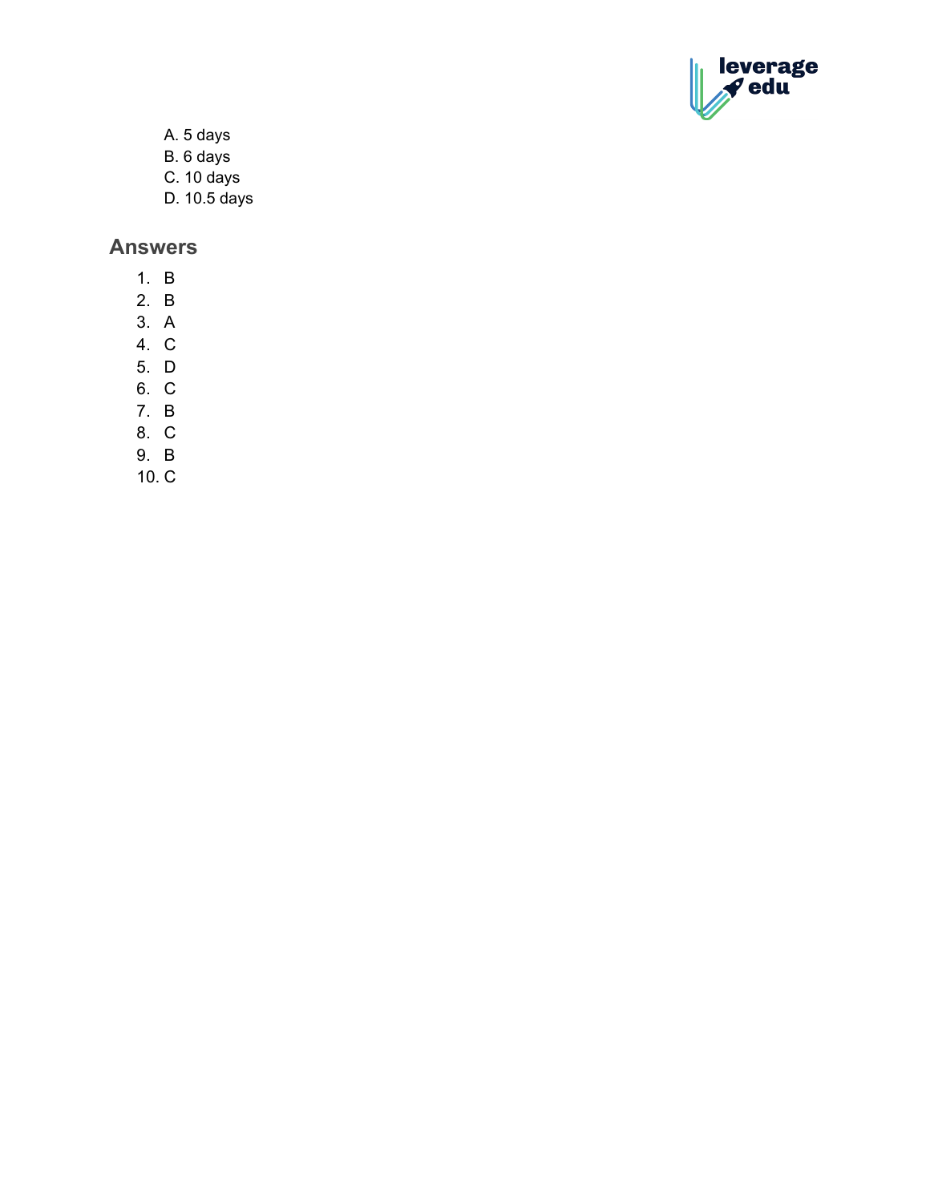A. 5 days
B. 6 days
C. 10 days
D. 10.5 days

## Answers

1. B
2. B
3. A
4. C
5. D
6. C
7. B
8. C
9. B
10. C